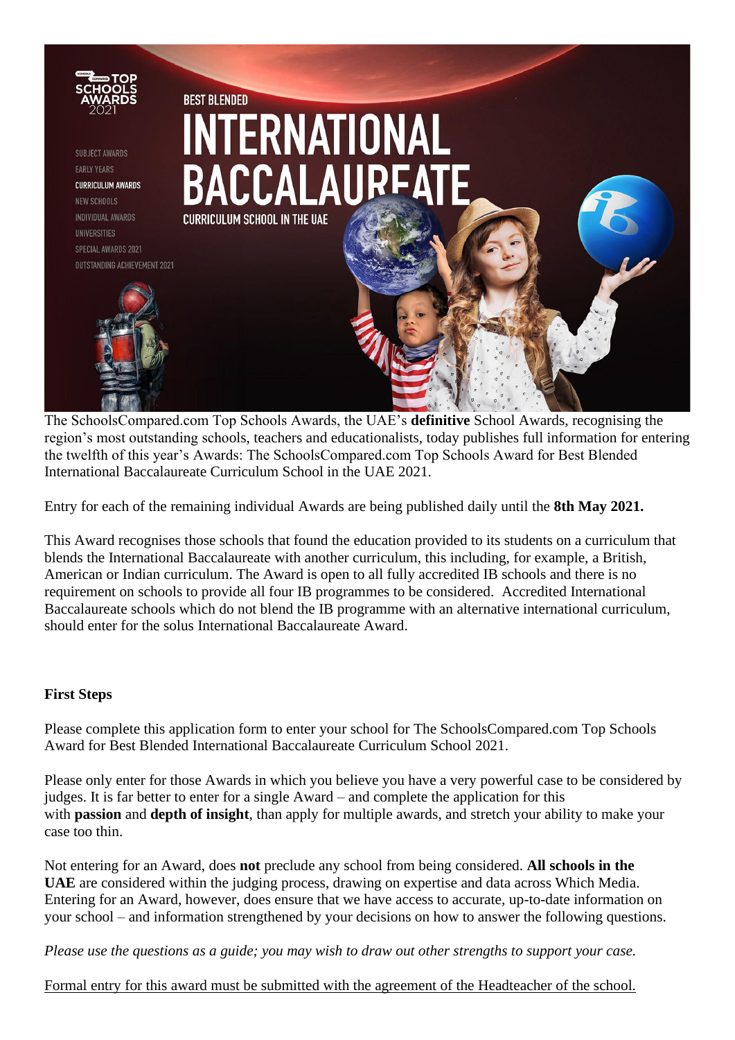The SchoolsCompared.com Top Schools Awards, the UAE's **definitive** School Awards, recognising the region's most outstanding schools, teachers and educationalists, today publishes full information for entering the twelfth of this year's Awards: The SchoolsCompared.com Top Schools Award for Best Blended International Baccalaureate Curriculum School in the UAE 2021.

Entry for each of the remaining individual Awards are being published daily until the **8th May 2021.**

This Award recognises those schools that found the education provided to its students on a curriculum that blends the International Baccalaureate with another curriculum, this including, for example, a British, American or Indian curriculum. The Award is open to all fully accredited IB schools and there is no requirement on schools to provide all four IB programmes to be considered. Accredited International Baccalaureate schools which do not blend the IB programme with an alternative international curriculum, should enter for the solus International Baccalaureate Award.

**First Steps**

Please complete this application form to enter your school for The SchoolsCompared.com Top Schools Award for Best Blended International Baccalaureate Curriculum School 2021.

Please only enter for those Awards in which you believe you have a very powerful case to be considered by judges. It is far better to enter for a single Award – and complete the application for this with **passion** and **depth of insight**, than apply for multiple awards, and stretch your ability to make your case too thin.

Not entering for an Award, does **not** preclude any school from being considered. **All schools in the UAE** are considered within the judging process, drawing on expertise and data across Which Media. Entering for an Award, however, does ensure that we have access to accurate, up-to-date information on your school – and information strengthened by your decisions on how to answer the following questions.

*Please use the questions as a guide; you may wish to draw out other strengths to support your case.*

<u>Formal entry for this award must be submitted with the agreement of the Headteacher of the school.</u>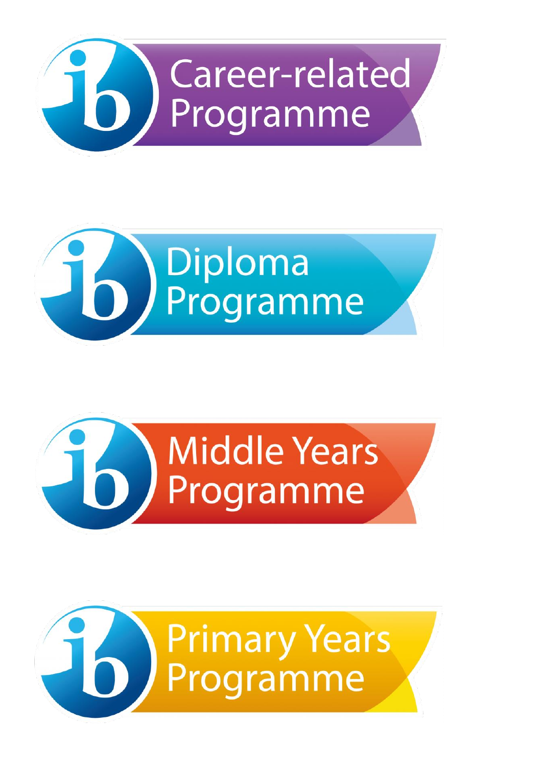Career-related Programme

Diploma Programme

Middle Years Programme

Primary Years Programme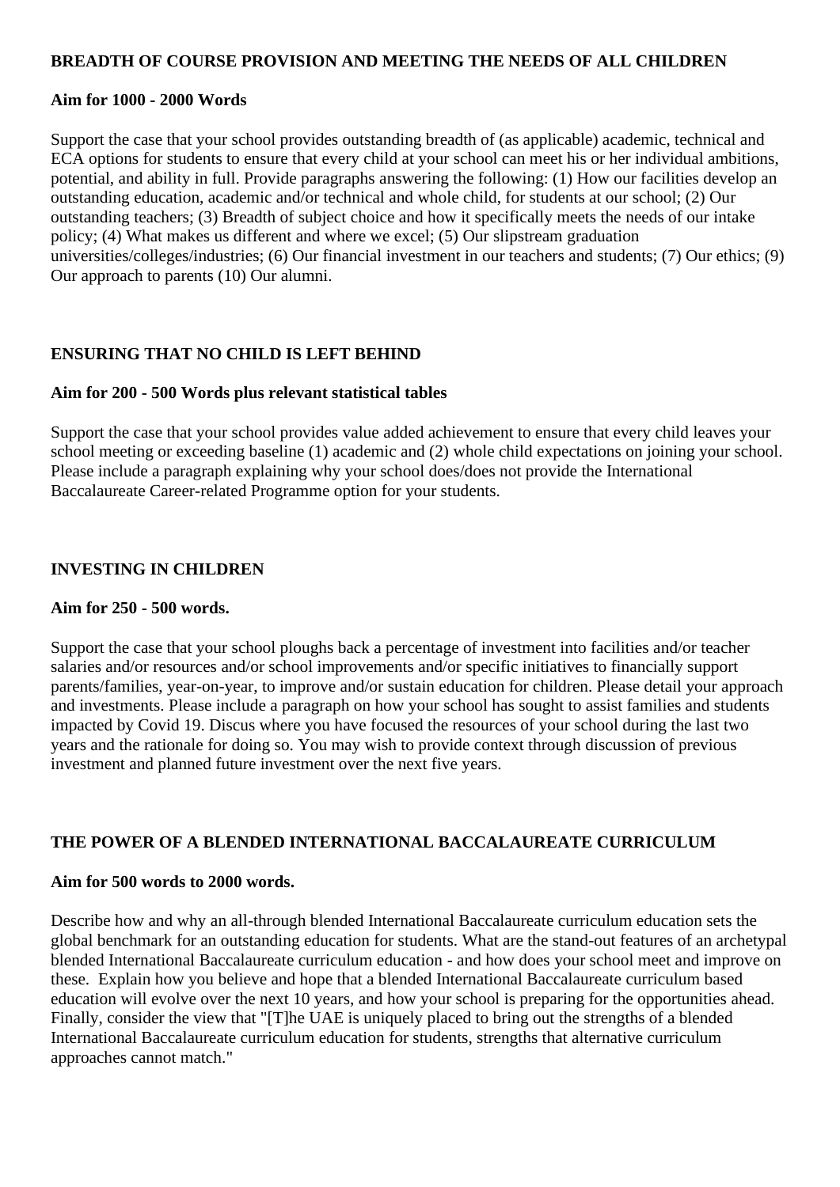## BREADTH OF COURSE PROVISION AND MEETING THE NEEDS OF ALL CHILDREN

**Aim for 1000 - 2000 Words**

Support the case that your school provides outstanding breadth of (as applicable) academic, technical and ECA options for students to ensure that every child at your school can meet his or her individual ambitions, potential, and ability in full. Provide paragraphs answering the following: (1) How our facilities develop an outstanding education, academic and/or technical and whole child, for students at our school; (2) Our outstanding teachers; (3) Breadth of subject choice and how it specifically meets the needs of our intake policy; (4) What makes us different and where we excel; (5) Our slipstream graduation universities/colleges/industries; (6) Our financial investment in our teachers and students; (7) Our ethics; (9) Our approach to parents (10) Our alumni.

## ENSURING THAT NO CHILD IS LEFT BEHIND

**Aim for 200 - 500 Words plus relevant statistical tables**

Support the case that your school provides value added achievement to ensure that every child leaves your school meeting or exceeding baseline (1) academic and (2) whole child expectations on joining your school. Please include a paragraph explaining why your school does/does not provide the International Baccalaureate Career-related Programme option for your students.

## INVESTING IN CHILDREN

**Aim for 250 - 500 words.**

Support the case that your school ploughs back a percentage of investment into facilities and/or teacher salaries and/or resources and/or school improvements and/or specific initiatives to financially support parents/families, year-on-year, to improve and/or sustain education for children. Please detail your approach and investments. Please include a paragraph on how your school has sought to assist families and students impacted by Covid 19. Discus where you have focused the resources of your school during the last two years and the rationale for doing so. You may wish to provide context through discussion of previous investment and planned future investment over the next five years.

## THE POWER OF A BLENDED INTERNATIONAL BACCALAUREATE CURRICULUM

**Aim for 500 words to 2000 words.**

Describe how and why an all-through blended International Baccalaureate curriculum education sets the global benchmark for an outstanding education for students. What are the stand-out features of an archetypal blended International Baccalaureate curriculum education - and how does your school meet and improve on these. Explain how you believe and hope that a blended International Baccalaureate curriculum based education will evolve over the next 10 years, and how your school is preparing for the opportunities ahead. Finally, consider the view that "[T]he UAE is uniquely placed to bring out the strengths of a blended International Baccalaureate curriculum education for students, strengths that alternative curriculum approaches cannot match."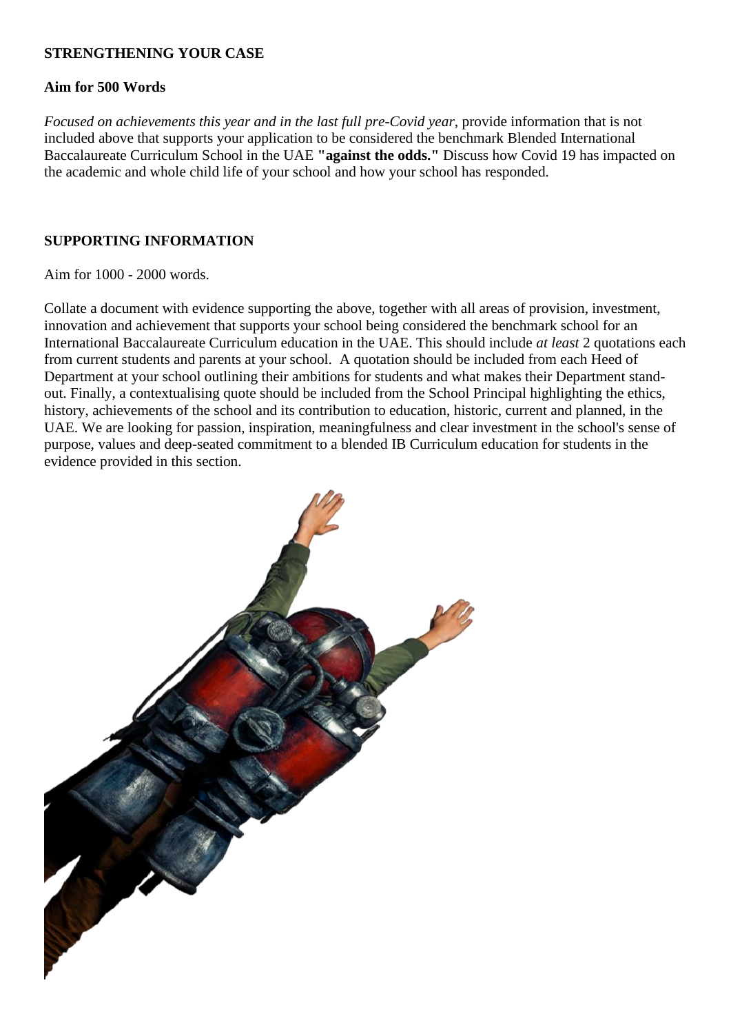**STRENGTHENING YOUR CASE**

**Aim for 500 Words**

*Focused on achievements this year and in the last full pre-Covid year*, provide information that is not included above that supports your application to be considered the benchmark Blended International Baccalaureate Curriculum School in the UAE **"against the odds."** Discuss how Covid 19 has impacted on the academic and whole child life of your school and how your school has responded.

**SUPPORTING INFORMATION**

Aim for 1000 - 2000 words.

Collate a document with evidence supporting the above, together with all areas of provision, investment, innovation and achievement that supports your school being considered the benchmark school for an International Baccalaureate Curriculum education in the UAE. This should include *at least* 2 quotations each from current students and parents at your school. A quotation should be included from each Heed of Department at your school outlining their ambitions for students and what makes their Department stand-out. Finally, a contextualising quote should be included from the School Principal highlighting the ethics, history, achievements of the school and its contribution to education, historic, current and planned, in the UAE. We are looking for passion, inspiration, meaningfulness and clear investment in the school's sense of purpose, values and deep-seated commitment to a blended IB Curriculum education for students in the evidence provided in this section.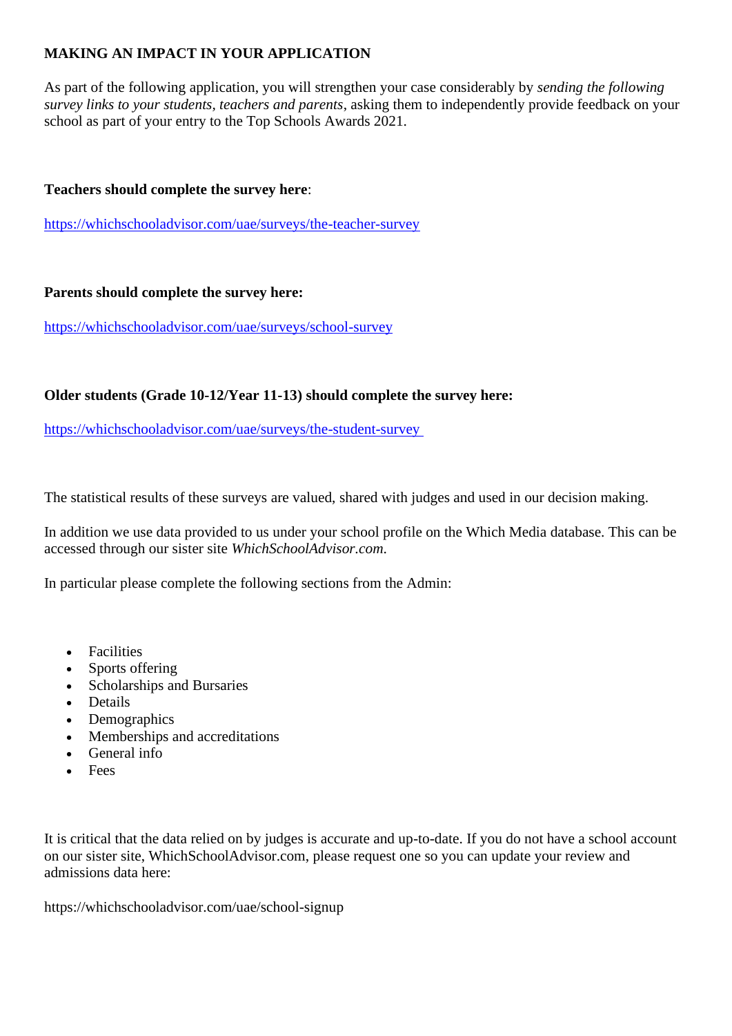## MAKING AN IMPACT IN YOUR APPLICATION

As part of the following application, you will strengthen your case considerably by *sending the following survey links to your students, teachers and parents*, asking them to independently provide feedback on your school as part of your entry to the Top Schools Awards 2021.

**Teachers should complete the survey here**:

https://whichschooladvisor.com/uae/surveys/the-teacher-survey

**Parents should complete the survey here:**

https://whichschooladvisor.com/uae/surveys/school-survey

**Older students (Grade 10-12/Year 11-13) should complete the survey here:**

https://whichschooladvisor.com/uae/surveys/the-student-survey

The statistical results of these surveys are valued, shared with judges and used in our decision making.

In addition we use data provided to us under your school profile on the Which Media database. This can be accessed through our sister site *WhichSchoolAdvisor.com.*

In particular please complete the following sections from the Admin:

- Facilities
- Sports offering
- Scholarships and Bursaries
- Details
- Demographics
- Memberships and accreditations
- General info
- Fees

It is critical that the data relied on by judges is accurate and up-to-date. If you do not have a school account on our sister site, WhichSchoolAdvisor.com, please request one so you can update your review and admissions data here:

https://whichschooladvisor.com/uae/school-signup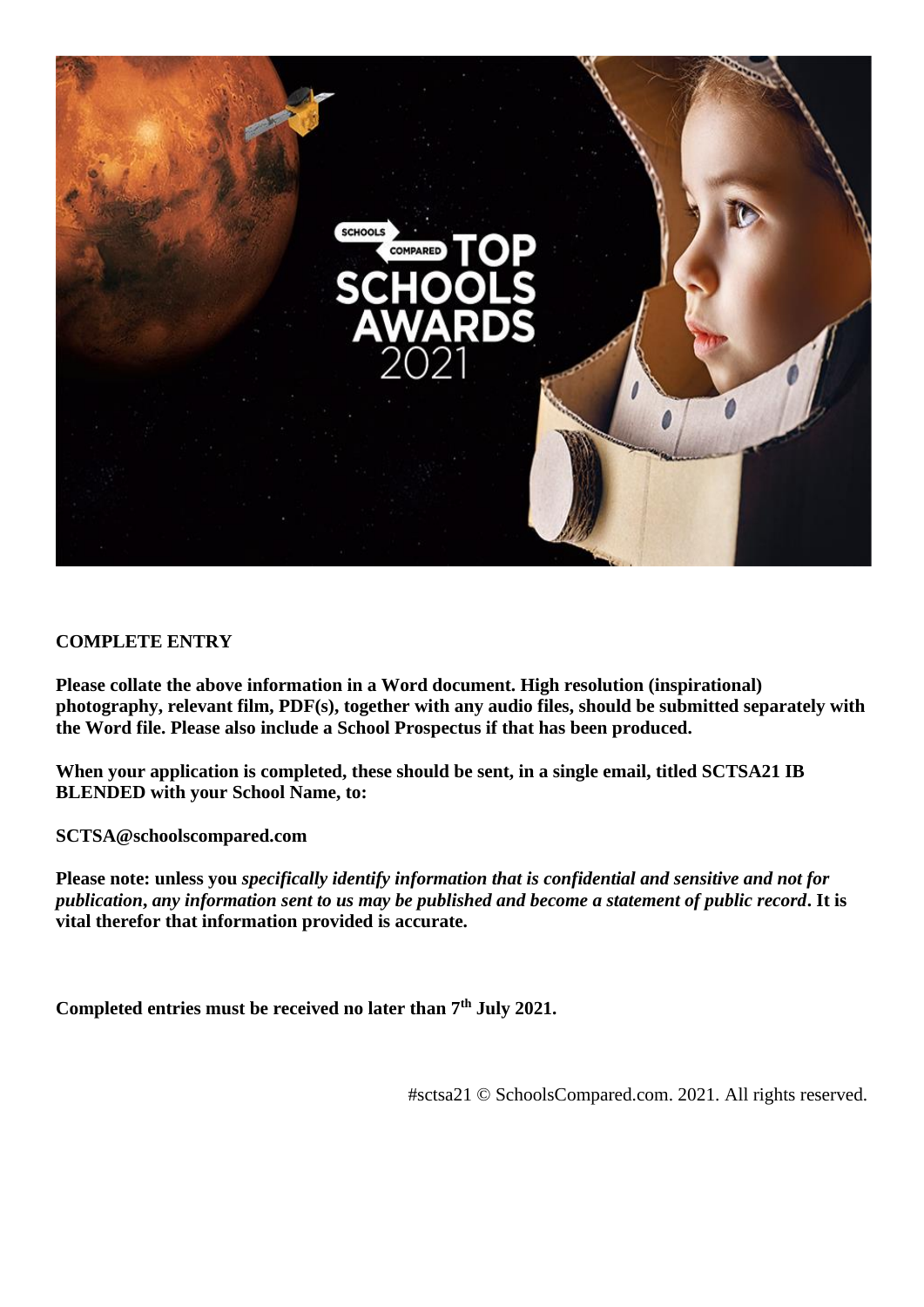**COMPLETE ENTRY**

**Please collate the above information in a Word document. High resolution (inspirational) photography, relevant film, PDF(s), together with any audio files, should be submitted separately with the Word file. Please also include a School Prospectus if that has been produced.**

**When your application is completed, these should be sent, in a single email, titled SCTSA21 IB BLENDED with your School Name, to:**

**SCTSA@schoolscompared.com**

**Please note: unless you *specifically identify information that is confidential and sensitive and not for publication*, *any information sent to us may be published and become a statement of public record*. It is vital therefor that information provided is accurate.**

**Completed entries must be received no later than 7th July 2021.**

#sctsa21 © SchoolsCompared.com. 2021. All rights reserved.